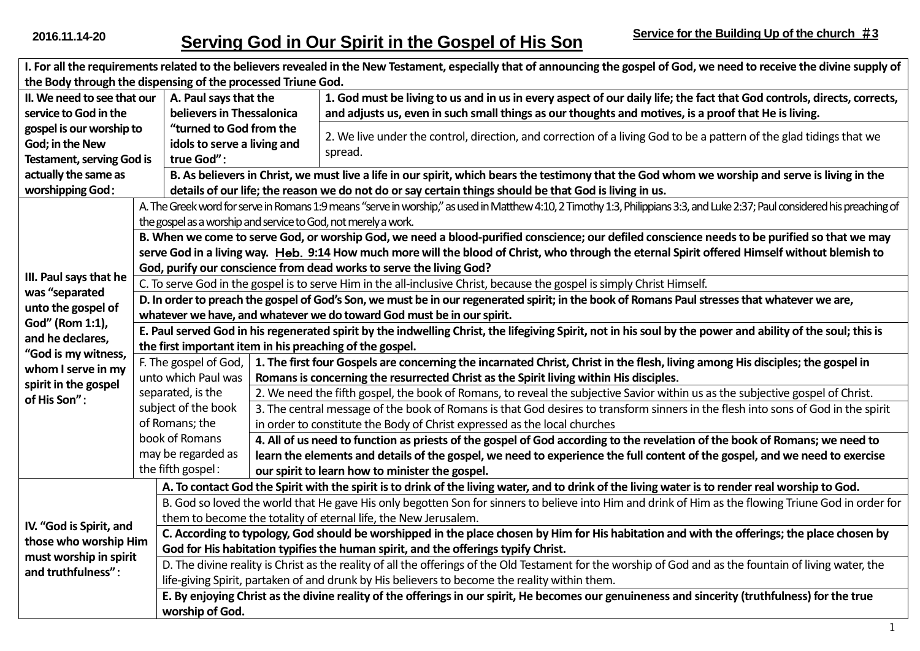2016.11.14-20

**Service for the Building Up of the church ＃3**

# Serving God in Our Spirit in the Gospel of His Son

| | | | |
|---|---|---|---|
| **I. For all the requirements related to the believers revealed in the New Testament, especially that of announcing the gospel of God, we need to receive the divine supply of the Body through the dispensing of the processed Triune God.** | | | |
| **II. We need to see that our service to God in the gospel is our worship to God; in the New Testament, serving God is actually the same as worshipping God:** | **A. Paul says that the believers in Thessalonica "turned to God from the idols to serve a living and true God":** | **1. God must be living to us and in us in every aspect of our daily life; the fact that God controls, directs, corrects, and adjusts us, even in such small things as our thoughts and motives, is a proof that He is living.** | |
| | | 2. We live under the control, direction, and correction of a living God to be a pattern of the glad tidings that we spread. | |
| | **B. As believers in Christ, we must live a life in our spirit, which bears the testimony that the God whom we worship and serve is living in the details of our life; the reason we do not do or say certain things should be that God is living in us.** | | |
| **III. Paul says that he was "separated unto the gospel of God" (Rom 1:1), and he declares, "God is my witness, whom I serve in my spirit in the gospel of His Son":** | A. The Greek word for serve in Romans 1:9 means "serve in worship," as used in Matthew 4:10, 2 Timothy 1:3, Philippians 3:3, and Luke 2:37; Paul considered his preaching of the gospel as a worship and service to God, not merely a work. | | |
| | **B. When we come to serve God, or worship God, we need a blood-purified conscience; our defiled conscience needs to be purified so that we may serve God in a living way. Heb. 9:14 How much more will the blood of Christ, who through the eternal Spirit offered Himself without blemish to God, purify our conscience from dead works to serve the living God?** | | |
| | C. To serve God in the gospel is to serve Him in the all-inclusive Christ, because the gospel is simply Christ Himself. | | |
| | **D. In order to preach the gospel of God's Son, we must be in our regenerated spirit; in the book of Romans Paul stresses that whatever we are, whatever we have, and whatever we do toward God must be in our spirit.** | | |
| | **E. Paul served God in his regenerated spirit by the indwelling Christ, the lifegiving Spirit, not in his soul by the power and ability of the soul; this is the first important item in his preaching of the gospel.** | | |
| | F. The gospel of God, unto which Paul was separated, is the subject of the book of Romans; the book of Romans may be regarded as the fifth gospel: | **1. The first four Gospels are concerning the incarnated Christ, Christ in the flesh, living among His disciples; the gospel in Romans is concerning the resurrected Christ as the Spirit living within His disciples.** | |
| | | 2. We need the fifth gospel, the book of Romans, to reveal the subjective Savior within us as the subjective gospel of Christ. | |
| | | 3. The central message of the book of Romans is that God desires to transform sinners in the flesh into sons of God in the spirit in order to constitute the Body of Christ expressed as the local churches | |
| | | **4. All of us need to function as priests of the gospel of God according to the revelation of the book of Romans; we need to learn the elements and details of the gospel, we need to experience the full content of the gospel, and we need to exercise our spirit to learn how to minister the gospel.** | |
| **IV. "God is Spirit, and those who worship Him must worship in spirit and truthfulness":** | **A. To contact God the Spirit with the spirit is to drink of the living water, and to drink of the living water is to render real worship to God.** | | |
| | B. God so loved the world that He gave His only begotten Son for sinners to believe into Him and drink of Him as the flowing Triune God in order for them to become the totality of eternal life, the New Jerusalem. | | |
| | **C. According to typology, God should be worshipped in the place chosen by Him for His habitation and with the offerings; the place chosen by God for His habitation typifies the human spirit, and the offerings typify Christ.** | | |
| | D. The divine reality is Christ as the reality of all the offerings of the Old Testament for the worship of God and as the fountain of living water, the life-giving Spirit, partaken of and drunk by His believers to become the reality within them. | | |
| | **E. By enjoying Christ as the divine reality of the offerings in our spirit, He becomes our genuineness and sincerity (truthfulness) for the true worship of God.** | | |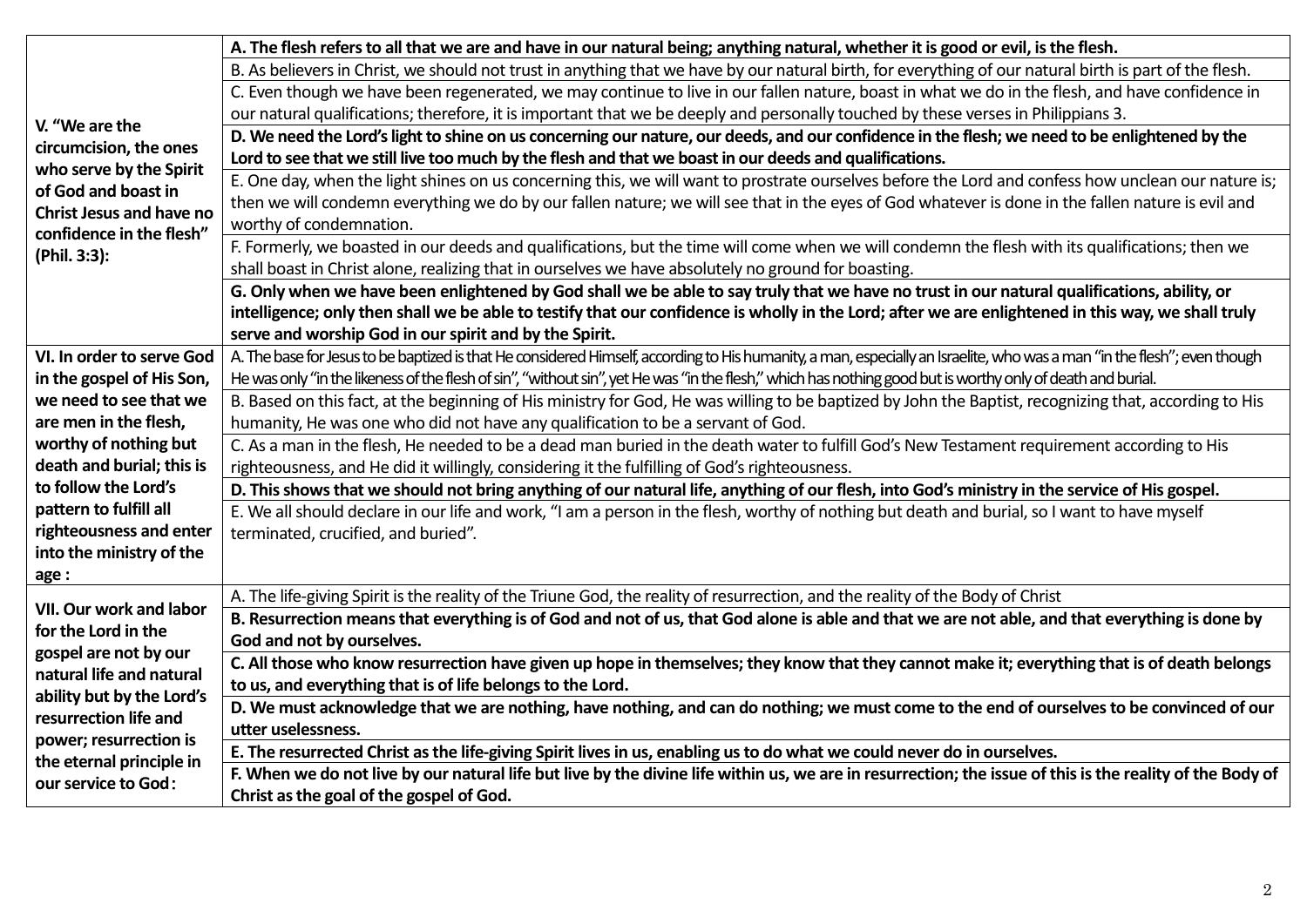| | |
|---|---|
| **V. "We are the circumcision, the ones who serve by the Spirit of God and boast in Christ Jesus and have no confidence in the flesh" (Phil. 3:3):** | **A. The flesh refers to all that we are and have in our natural being; anything natural, whether it is good or evil, is the flesh.** |
| | B. As believers in Christ, we should not trust in anything that we have by our natural birth, for everything of our natural birth is part of the flesh. |
| | C. Even though we have been regenerated, we may continue to live in our fallen nature, boast in what we do in the flesh, and have confidence in our natural qualifications; therefore, it is important that we be deeply and personally touched by these verses in Philippians 3. |
| | **D. We need the Lord's light to shine on us concerning our nature, our deeds, and our confidence in the flesh; we need to be enlightened by the Lord to see that we still live too much by the flesh and that we boast in our deeds and qualifications.** |
| | E. One day, when the light shines on us concerning this, we will want to prostrate ourselves before the Lord and confess how unclean our nature is; then we will condemn everything we do by our fallen nature; we will see that in the eyes of God whatever is done in the fallen nature is evil and worthy of condemnation. |
| | F. Formerly, we boasted in our deeds and qualifications, but the time will come when we will condemn the flesh with its qualifications; then we shall boast in Christ alone, realizing that in ourselves we have absolutely no ground for boasting. |
| | **G. Only when we have been enlightened by God shall we be able to say truly that we have no trust in our natural qualifications, ability, or intelligence; only then shall we be able to testify that our confidence is wholly in the Lord; after we are enlightened in this way, we shall truly serve and worship God in our spirit and by the Spirit.** |
| **VI. In order to serve God in the gospel of His Son, we need to see that we are men in the flesh, worthy of nothing but death and burial; this is to follow the Lord's pattern to fulfill all righteousness and enter into the ministry of the age :** | A. The base for Jesus to be baptized is that He considered Himself, according to His humanity, a man, especially an Israelite, who was a man "in the flesh"; even though He was only "in the likeness of the flesh of sin", "without sin", yet He was "in the flesh," which has nothing good but is worthy only of death and burial. |
| | B. Based on this fact, at the beginning of His ministry for God, He was willing to be baptized by John the Baptist, recognizing that, according to His humanity, He was one who did not have any qualification to be a servant of God. |
| | C. As a man in the flesh, He needed to be a dead man buried in the death water to fulfill God's New Testament requirement according to His righteousness, and He did it willingly, considering it the fulfilling of God's righteousness. |
| | **D. This shows that we should not bring anything of our natural life, anything of our flesh, into God's ministry in the service of His gospel.** |
| | E. We all should declare in our life and work, "I am a person in the flesh, worthy of nothing but death and burial, so I want to have myself terminated, crucified, and buried". |
| **VII. Our work and labor for the Lord in the gospel are not by our natural life and natural ability but by the Lord's resurrection life and power; resurrection is the eternal principle in our service to God :** | A. The life-giving Spirit is the reality of the Triune God, the reality of resurrection, and the reality of the Body of Christ |
| | **B. Resurrection means that everything is of God and not of us, that God alone is able and that we are not able, and that everything is done by God and not by ourselves.** |
| | **C. All those who know resurrection have given up hope in themselves; they know that they cannot make it; everything that is of death belongs to us, and everything that is of life belongs to the Lord.** |
| | **D. We must acknowledge that we are nothing, have nothing, and can do nothing; we must come to the end of ourselves to be convinced of our utter uselessness.** |
| | **E. The resurrected Christ as the life-giving Spirit lives in us, enabling us to do what we could never do in ourselves.** |
| | **F. When we do not live by our natural life but live by the divine life within us, we are in resurrection; the issue of this is the reality of the Body of Christ as the goal of the gospel of God.** |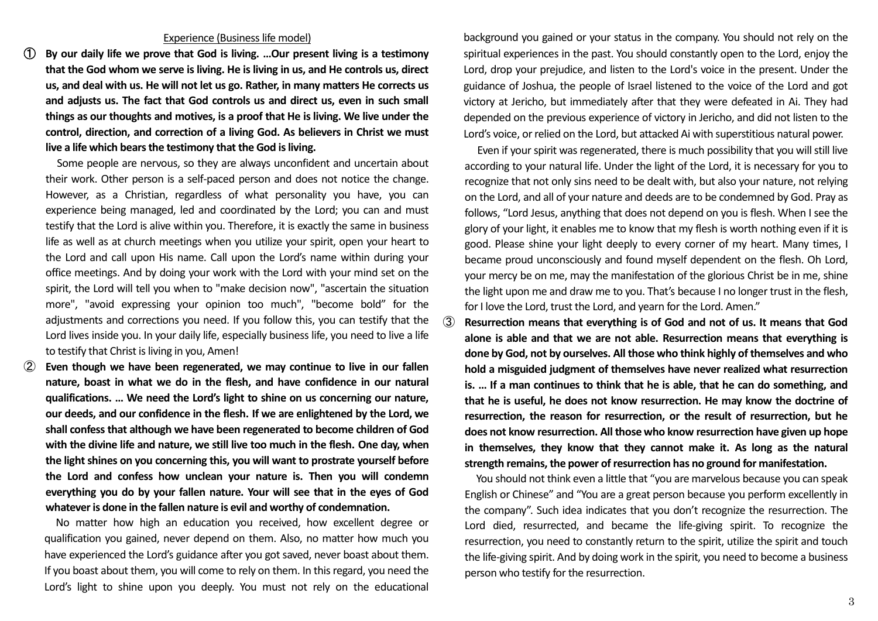Experience (Business life model)

① **By our daily life we prove that God is living. …Our present living is a testimony that the God whom we serve is living. He is living in us, and He controls us, direct us, and deal with us. He will not let us go. Rather, in many matters He corrects us and adjusts us. The fact that God controls us and direct us, even in such small things as our thoughts and motives, is a proof that He is living. We live under the control, direction, and correction of a living God. As believers in Christ we must live a life which bears the testimony that the God is living.**

Some people are nervous, so they are always unconfident and uncertain about their work. Other person is a self-paced person and does not notice the change. However, as a Christian, regardless of what personality you have, you can experience being managed, led and coordinated by the Lord; you can and must testify that the Lord is alive within you. Therefore, it is exactly the same in business life as well as at church meetings when you utilize your spirit, open your heart to the Lord and call upon His name. Call upon the Lord's name within during your office meetings. And by doing your work with the Lord with your mind set on the spirit, the Lord will tell you when to "make decision now", "ascertain the situation more", "avoid expressing your opinion too much", "become bold" for the adjustments and corrections you need. If you follow this, you can testify that the Lord lives inside you. In your daily life, especially business life, you need to live a life to testify that Christ is living in you, Amen!

② **Even though we have been regenerated, we may continue to live in our fallen nature, boast in what we do in the flesh, and have confidence in our natural qualifications. … We need the Lord's light to shine on us concerning our nature, our deeds, and our confidence in the flesh. If we are enlightened by the Lord, we shall confess that although we have been regenerated to become children of God with the divine life and nature, we still live too much in the flesh. One day, when the light shines on you concerning this, you will want to prostrate yourself before the Lord and confess how unclean your nature is. Then you will condemn everything you do by your fallen nature. Your will see that in the eyes of God whatever is done in the fallen nature is evil and worthy of condemnation.**

No matter how high an education you received, how excellent degree or qualification you gained, never depend on them. Also, no matter how much you have experienced the Lord's guidance after you got saved, never boast about them. If you boast about them, you will come to rely on them. In this regard, you need the Lord's light to shine upon you deeply. You must not rely on the educational background you gained or your status in the company. You should not rely on the spiritual experiences in the past. You should constantly open to the Lord, enjoy the Lord, drop your prejudice, and listen to the Lord's voice in the present. Under the guidance of Joshua, the people of Israel listened to the voice of the Lord and got victory at Jericho, but immediately after that they were defeated in Ai. They had depended on the previous experience of victory in Jericho, and did not listen to the Lord's voice, or relied on the Lord, but attacked Ai with superstitious natural power.

Even if your spirit was regenerated, there is much possibility that you will still live according to your natural life. Under the light of the Lord, it is necessary for you to recognize that not only sins need to be dealt with, but also your nature, not relying on the Lord, and all of your nature and deeds are to be condemned by God. Pray as follows, "Lord Jesus, anything that does not depend on you is flesh. When I see the glory of your light, it enables me to know that my flesh is worth nothing even if it is good. Please shine your light deeply to every corner of my heart. Many times, I became proud unconsciously and found myself dependent on the flesh. Oh Lord, your mercy be on me, may the manifestation of the glorious Christ be in me, shine the light upon me and draw me to you. That's because I no longer trust in the flesh, for I love the Lord, trust the Lord, and yearn for the Lord. Amen."

③ **Resurrection means that everything is of God and not of us. It means that God alone is able and that we are not able. Resurrection means that everything is done by God, not by ourselves. All those who think highly of themselves and who hold a misguided judgment of themselves have never realized what resurrection is. … If a man continues to think that he is able, that he can do something, and that he is useful, he does not know resurrection. He may know the doctrine of resurrection, the reason for resurrection, or the result of resurrection, but he does not know resurrection. All those who know resurrection have given up hope in themselves, they know that they cannot make it. As long as the natural strength remains, the power of resurrection has no ground for manifestation.**

You should not think even a little that "you are marvelous because you can speak English or Chinese" and "You are a great person because you perform excellently in the company". Such idea indicates that you don't recognize the resurrection. The Lord died, resurrected, and became the life-giving spirit. To recognize the resurrection, you need to constantly return to the spirit, utilize the spirit and touch the life-giving spirit. And by doing work in the spirit, you need to become a business person who testify for the resurrection.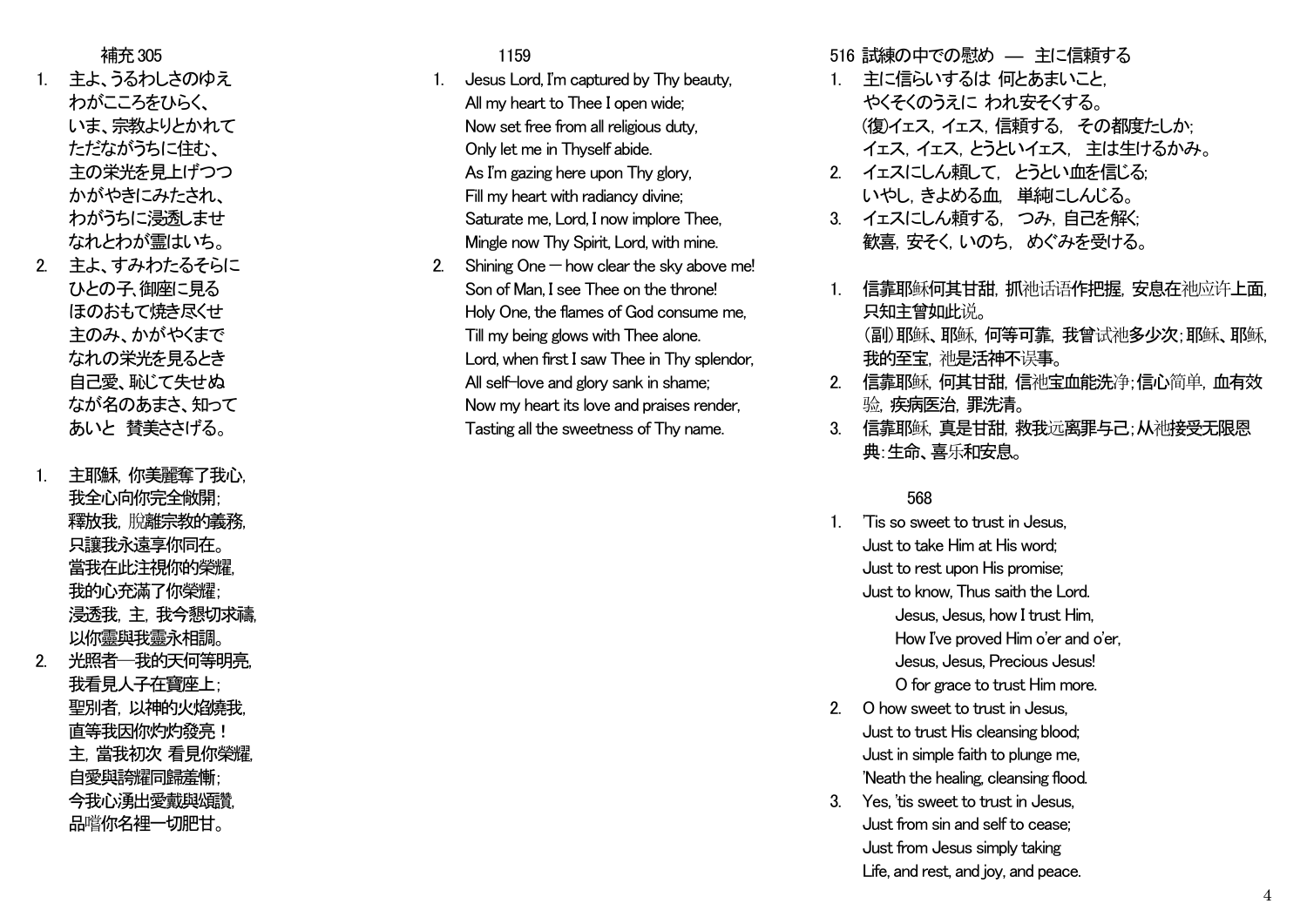補充 305

1. 主よ、うるわしさのゆえ
   わがこころをひらく、
   いま、宗教よりとかれて
   ただながうちに住む、
   主の栄光を見上げつつ
   かがやきにみたされ、
   わがうちに浸透しませ
   なれとわが霊はいち。
2. 主よ、すみわたるそらに
   ひとの子、御座に見る
   ほのおもて焼き尽くせ
   主のみ、かがやくまで
   なれの栄光を見るとき
   自己愛、恥じて失せぬ
   なが名のあまさ、知って
   あいと 賛美ささげる。

1. 主耶穌, 你美麗奪了我心,
   我全心向你完全敞開;
   釋放我, 脱離宗教的義務,
   只讓我永遠享你同在。
   當我在此注視你的榮耀,
   我的心充滿了你榮耀;
   浸透我, 主, 我今懇切求禱,
   以你靈與我靈永相調。
2. 光照者—我的天何等明亮,
   我看見人子在寶座上;
   聖別者, 以神的火焰燒我,
   直等我因你灼灼發亮!
   主, 當我初次 看見你榮耀,
   自愛與誇耀同歸羞慚;
   今我心湧出愛戴與頌讚,
   品嚐你名裡一切肥甘。

1159

1. Jesus Lord, I'm captured by Thy beauty,
   All my heart to Thee I open wide;
   Now set free from all religious duty,
   Only let me in Thyself abide.
   As I'm gazing here upon Thy glory,
   Fill my heart with radiancy divine;
   Saturate me, Lord, I now implore Thee,
   Mingle now Thy Spirit, Lord, with mine.
2. Shining One – how clear the sky above me!
   Son of Man, I see Thee on the throne!
   Holy One, the flames of God consume me,
   Till my being glows with Thee alone.
   Lord, when first I saw Thee in Thy splendor,
   All self-love and glory sank in shame;
   Now my heart its love and praises render,
   Tasting all the sweetness of Thy name.

516 試練の中での慰め — 主に信頼する

1. 主に信らいするは 何とあまいこと,
   やくそくのうえに われ安そくする。
   (復)イエス, イエス, 信頼する, その都度たしか;
   イエス, イエス, とうといイエス, 主は生けるかみ。
2. イエスにしん頼して, とうとい血を信じる;
   いやし, きよめる血, 単純にしんじる。
3. イエスにしん頼する, つみ, 自己を解く;
   歓喜, 安そく, いのち, めぐみを受ける。

1. 信靠耶稣何其甘甜, 抓祂话语作把握, 安息在祂应许上面,
   只知主曾如此说。
   (副)耶稣、耶稣, 何等可靠, 我曾试祂多少次;耶稣、耶稣,
   我的至宝, 祂是活神不误事。
2. 信靠耶稣, 何其甘甜, 信祂宝血能洗净;信心简单, 血有效
   验, 疾病医治, 罪洗清。
3. 信靠耶稣, 真是甘甜, 救我远离罪与己;从祂接受无限恩
   典:生命、喜乐和安息。

568

1. 'Tis so sweet to trust in Jesus,
   Just to take Him at His word;
   Just to rest upon His promise;
   Just to know, Thus saith the Lord.
   Jesus, Jesus, how I trust Him,
   How I've proved Him o'er and o'er,
   Jesus, Jesus, Precious Jesus!
   O for grace to trust Him more.
2. O how sweet to trust in Jesus,
   Just to trust His cleansing blood;
   Just in simple faith to plunge me,
   'Neath the healing, cleansing flood.
3. Yes, 'tis sweet to trust in Jesus,
   Just from sin and self to cease;
   Just from Jesus simply taking
   Life, and rest, and joy, and peace.